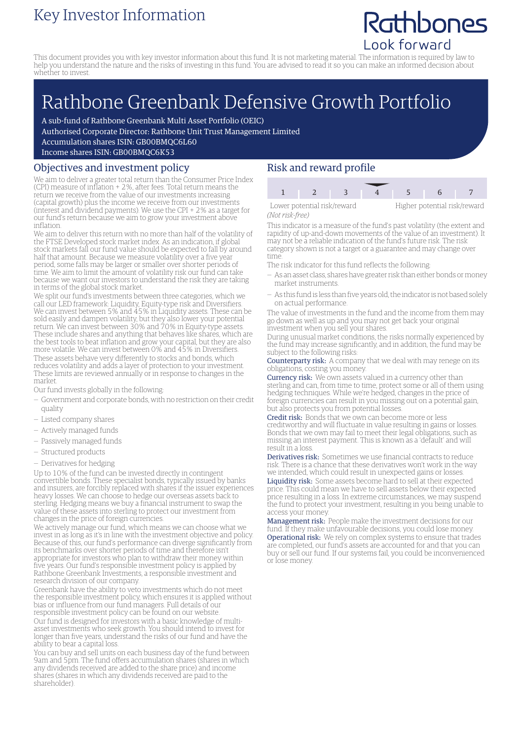# Key Investor Information

Rathbones
Look forward

This document provides you with key investor information about this fund. It is not marketing material. The information is required by law to help you understand the nature and the risks of investing in this fund. You are advised to read it so you can make an informed decision about whether to invest.

# Rathbone Greenbank Defensive Growth Portfolio

A sub-fund of Rathbone Greenbank Multi Asset Portfolio (OEIC)
Authorised Corporate Director: Rathbone Unit Trust Management Limited
Accumulation shares ISIN: GB00BMQC6L60
Income shares ISIN: GB00BMQC6K53

## Objectives and investment policy

We aim to deliver a greater total return than the Consumer Price Index (CPI) measure of inflation + 2%, after fees. Total return means the return we receive from the value of our investments increasing (capital growth) plus the income we receive from our investments (interest and dividend payments). We use the CPI + 2% as a target for our fund's return because we aim to grow your investment above inflation.

We aim to deliver this return with no more than half of the volatility of the FTSE Developed stock market index. As an indication, if global stock markets fall our fund value should be expected to fall by around half that amount. Because we measure volatility over a five year period, some falls may be larger or smaller over shorter periods of time. We aim to limit the amount of volatility risk our fund can take because we want our investors to understand the risk they are taking in terms of the global stock market.

We split our fund's investments between three categories, which we call our LED framework: Liquidity, Equity-type risk and Diversifiers. We can invest between 5% and 45% in Liquidity assets. These can be sold easily and dampen volatility, but they also lower your potential return. We can invest between 30% and 70% in Equity-type assets. These include shares and anything that behaves like shares, which are the best tools to beat inflation and grow your capital, but they are also more volatile. We can invest between 0% and 45% in Diversifiers. These assets behave very differently to stocks and bonds, which reduces volatility and adds a layer of protection to your investment. These limits are reviewed annually or in response to changes in the market.

Our fund invests globally in the following:

- Government and corporate bonds, with no restriction on their credit quality
- Listed company shares
- Actively managed funds
- Passively managed funds
- Structured products
- Derivatives for hedging

Up to 10% of the fund can be invested directly in contingent convertible bonds. These specialist bonds, typically issued by banks and insurers, are forcibly replaced with shares if the issuer experiences heavy losses. We can choose to hedge our overseas assets back to sterling. Hedging means we buy a financial instrument to swap the value of these assets into sterling to protect our investment from changes in the price of foreign currencies.

We actively manage our fund, which means we can choose what we invest in as long as it's in line with the investment objective and policy. Because of this, our fund's performance can diverge significantly from its benchmarks over shorter periods of time and therefore isn't appropriate for investors who plan to withdraw their money within five years. Our fund's responsible investment policy is applied by Rathbone Greenbank Investments, a responsible investment and research division of our company.

Greenbank have the ability to veto investments which do not meet the responsible investment policy, which ensures it is applied without bias or influence from our fund managers. Full details of our responsible investment policy can be found on our website.

Our fund is designed for investors with a basic knowledge of multi-asset investments who seek growth. You should intend to invest for longer than five years, understand the risks of our fund and have the ability to bear a capital loss.

You can buy and sell units on each business day of the fund between 9am and 5pm. The fund offers accumulation shares (shares in which any dividends received are added to the share price) and income shares (shares in which any dividends received are paid to the shareholder).

## Risk and reward profile

| 1 | 2 | 3 | **4** | 5 | 6 | 7 |
|---|---|---|---|---|---|---|

Lower potential risk/reward — Higher potential risk/reward
*(Not risk-free)*

This indicator is a measure of the fund's past volatility (the extent and rapidity of up-and-down movements of the value of an investment). It may not be a reliable indication of the fund's future risk. The risk category shown is not a target or a guarantee and may change over time.

The risk indicator for this fund reflects the following:

- As an asset class, shares have greater risk than either bonds or money market instruments.
- As this fund is less than five years old, the indicator is not based solely on actual performance.

The value of investments in the fund and the income from them may go down as well as up and you may not get back your original investment when you sell your shares.

During unusual market conditions, the risks normally experienced by the fund may increase significantly, and in addition, the fund may be subject to the following risks:

**Counterparty risk:** A company that we deal with may renege on its obligations, costing you money.

**Currency risk:** We own assets valued in a currency other than sterling and can, from time to time, protect some or all of them using hedging techniques. While we're hedged, changes in the price of foreign currencies can result in you missing out on a potential gain, but also protects you from potential losses.

**Credit risk:** Bonds that we own can become more or less creditworthy and will fluctuate in value resulting in gains or losses. Bonds that we own may fail to meet their legal obligations, such as missing an interest payment. This is known as a 'default' and will result in a loss.

**Derivatives risk:** Sometimes we use financial contracts to reduce risk. There is a chance that these derivatives won't work in the way we intended, which could result in unexpected gains or losses.

**Liquidity risk:** Some assets become hard to sell at their expected price. This could mean we have to sell assets below their expected price resulting in a loss. In extreme circumstances, we may suspend the fund to protect your investment, resulting in you being unable to access your money.

**Management risk:** People make the investment decisions for our fund. If they make unfavourable decisions, you could lose money.

**Operational risk:** We rely on complex systems to ensure that trades are completed, our fund's assets are accounted for and that you can buy or sell our fund. If our systems fail, you could be inconvenienced or lose money.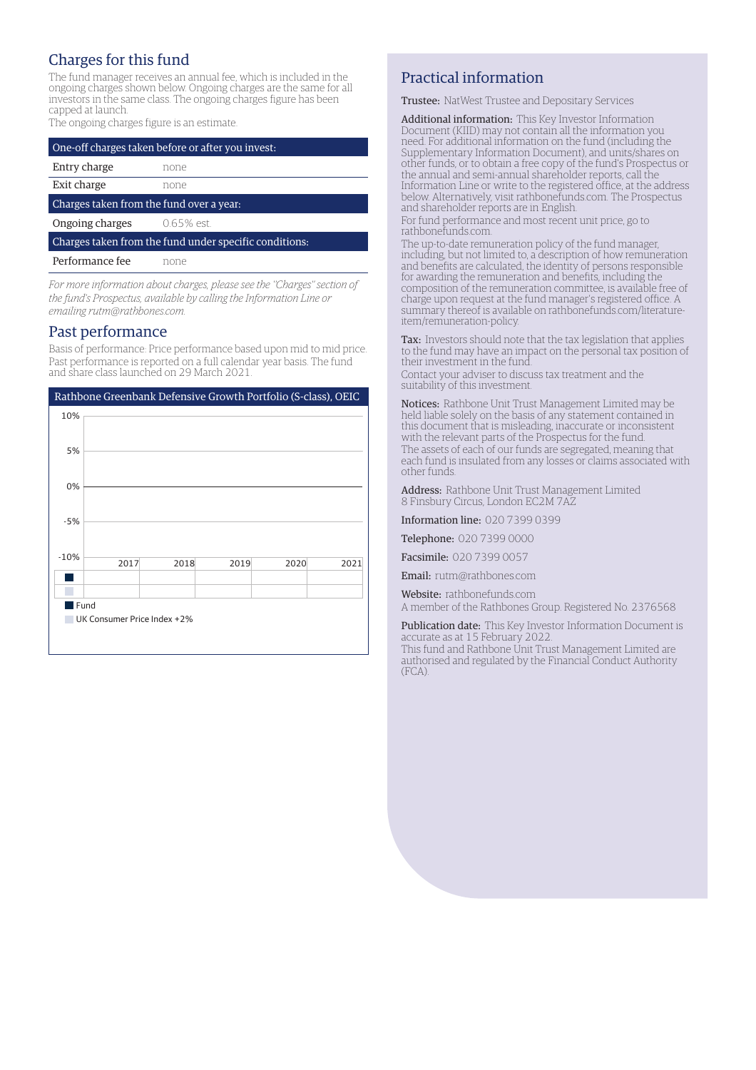## Charges for this fund

The fund manager receives an annual fee, which is included in the ongoing charges shown below. Ongoing charges are the same for all investors in the same class. The ongoing charges figure has been capped at launch.
The ongoing charges figure is an estimate.

| One-off charges taken before or after you invest: | |
|---|---|
| Entry charge | none |
| Exit charge | none |
| **Charges taken from the fund over a year:** | |
| Ongoing charges | 0.65% est. |
| **Charges taken from the fund under specific conditions:** | |
| Performance fee | none |

*For more information about charges, please see the "Charges" section of the fund's Prospectus, available by calling the Information Line or emailing rutm@rathbones.com.*

## Past performance

Basis of performance: Price performance based upon mid to mid price.
Past performance is reported on a full calendar year basis. The fund and share class launched on 29 March 2021.

Rathbone Greenbank Defensive Growth Portfolio (S-class), OEIC

10%
5%
0%
-5%
-10%
2017 2018 2019 2020 2021
Fund
UK Consumer Price Index +2%

## Practical information

**Trustee:** NatWest Trustee and Depositary Services

**Additional information:** This Key Investor Information Document (KIID) may not contain all the information you need. For additional information on the fund (including the Supplementary Information Document), and units/shares on other funds, or to obtain a free copy of the fund's Prospectus or the annual and semi-annual shareholder reports, call the Information Line or write to the registered office, at the address below. Alternatively, visit rathbonefunds.com. The Prospectus and shareholder reports are in English.
For fund performance and most recent unit price, go to rathbonefunds.com.
The up-to-date remuneration policy of the fund manager, including, but not limited to, a description of how remuneration and benefits are calculated, the identity of persons responsible for awarding the remuneration and benefits, including the composition of the remuneration committee, is available free of charge upon request at the fund manager's registered office. A summary thereof is available on rathbonefunds.com/literature-item/remuneration-policy.

**Tax:** Investors should note that the tax legislation that applies to the fund may have an impact on the personal tax position of their investment in the fund.
Contact your adviser to discuss tax treatment and the suitability of this investment.

**Notices:** Rathbone Unit Trust Management Limited may be held liable solely on the basis of any statement contained in this document that is misleading, inaccurate or inconsistent with the relevant parts of the Prospectus for the fund.
The assets of each of our funds are segregated, meaning that each fund is insulated from any losses or claims associated with other funds.

**Address:** Rathbone Unit Trust Management Limited
8 Finsbury Circus, London EC2M 7AZ

**Information line:** 020 7399 0399

**Telephone:** 020 7399 0000

**Facsimile:** 020 7399 0057

**Email:** rutm@rathbones.com

**Website:** rathbonefunds.com
A member of the Rathbones Group. Registered No. 2376568

**Publication date:** This Key Investor Information Document is accurate as at 15 February 2022.
This fund and Rathbone Unit Trust Management Limited are authorised and regulated by the Financial Conduct Authority (FCA).